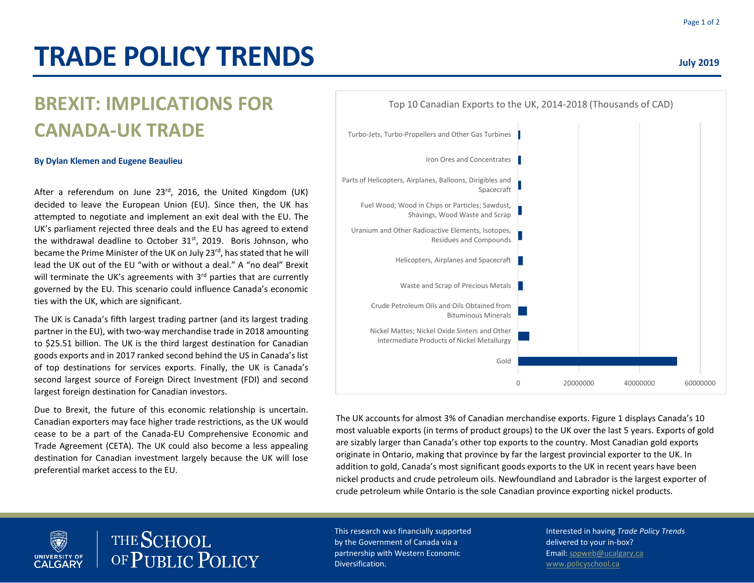# TRADE POLICY TRENDS

**July 2019**

## BREXIT: IMPLICATIONS FOR CANADA-UK TRADE

**By Dylan Klemen and Eugene Beaulieu**

After a referendum on June 23rd, 2016, the United Kingdom (UK) decided to leave the European Union (EU). Since then, the UK has attempted to negotiate and implement an exit deal with the EU. The UK's parliament rejected three deals and the EU has agreed to extend the withdrawal deadline to October 31st, 2019. Boris Johnson, who became the Prime Minister of the UK on July 23rd, has stated that he will lead the UK out of the EU "with or without a deal." A "no deal" Brexit will terminate the UK's agreements with 3rd parties that are currently governed by the EU. This scenario could influence Canada's economic ties with the UK, which are significant.

The UK is Canada's fifth largest trading partner (and its largest trading partner in the EU), with two-way merchandise trade in 2018 amounting to $25.51 billion. The UK is the third largest destination for Canadian goods exports and in 2017 ranked second behind the US in Canada's list of top destinations for services exports. Finally, the UK is Canada's second largest source of Foreign Direct Investment (FDI) and second largest foreign destination for Canadian investors.

Due to Brexit, the future of this economic relationship is uncertain. Canadian exporters may face higher trade restrictions, as the UK would cease to be a part of the Canada-EU Comprehensive Economic and Trade Agreement (CETA). The UK could also become a less appealing destination for Canadian investment largely because the UK will lose preferential market access to the EU.

Top 10 Canadian Exports to the UK, 2014-2018 (Thousands of CAD)

| Product | Value (approx.) |
| --- | --- |
| Turbo-Jets, Turbo-Propellers and Other Gas Turbines | |
| Iron Ores and Concentrates | |
| Parts of Helicopters, Airplanes, Balloons, Dirigibles and Spacecraft | |
| Fuel Wood; Wood in Chips or Particles; Sawdust, Shavings, Wood Waste and Scrap | |
| Uranium and Other Radioactive Elements, Isotopes, Residues and Compounds | |
| Helicopters, Airplanes and Spacecraft | |
| Waste and Scrap of Precious Metals | |
| Crude Petroleum Oils and Oils Obtained from Bituminous Minerals | |
| Nickel Mattes; Nickel Oxide Sinters and Other Intermediate Products of Nickel Metallurgy | |
| Gold | |

Axis: 0, 20000000, 40000000, 60000000

The UK accounts for almost 3% of Canadian merchandise exports. Figure 1 displays Canada's 10 most valuable exports (in terms of product groups) to the UK over the last 5 years. Exports of gold are sizably larger than Canada's other top exports to the country. Most Canadian gold exports originate in Ontario, making that province by far the largest provincial exporter to the UK. In addition to gold, Canada's most significant goods exports to the UK in recent years have been nickel products and crude petroleum oils. Newfoundland and Labrador is the largest exporter of crude petroleum while Ontario is the sole Canadian province exporting nickel products.

UNIVERSITY OF CALGARY | THE SCHOOL OF PUBLIC POLICY

This research was financially supported by the Government of Canada via a partnership with Western Economic Diversification.

Interested in having *Trade Policy Trends* delivered to your in-box?
Email: sppweb@ucalgary.ca
www.policyschool.ca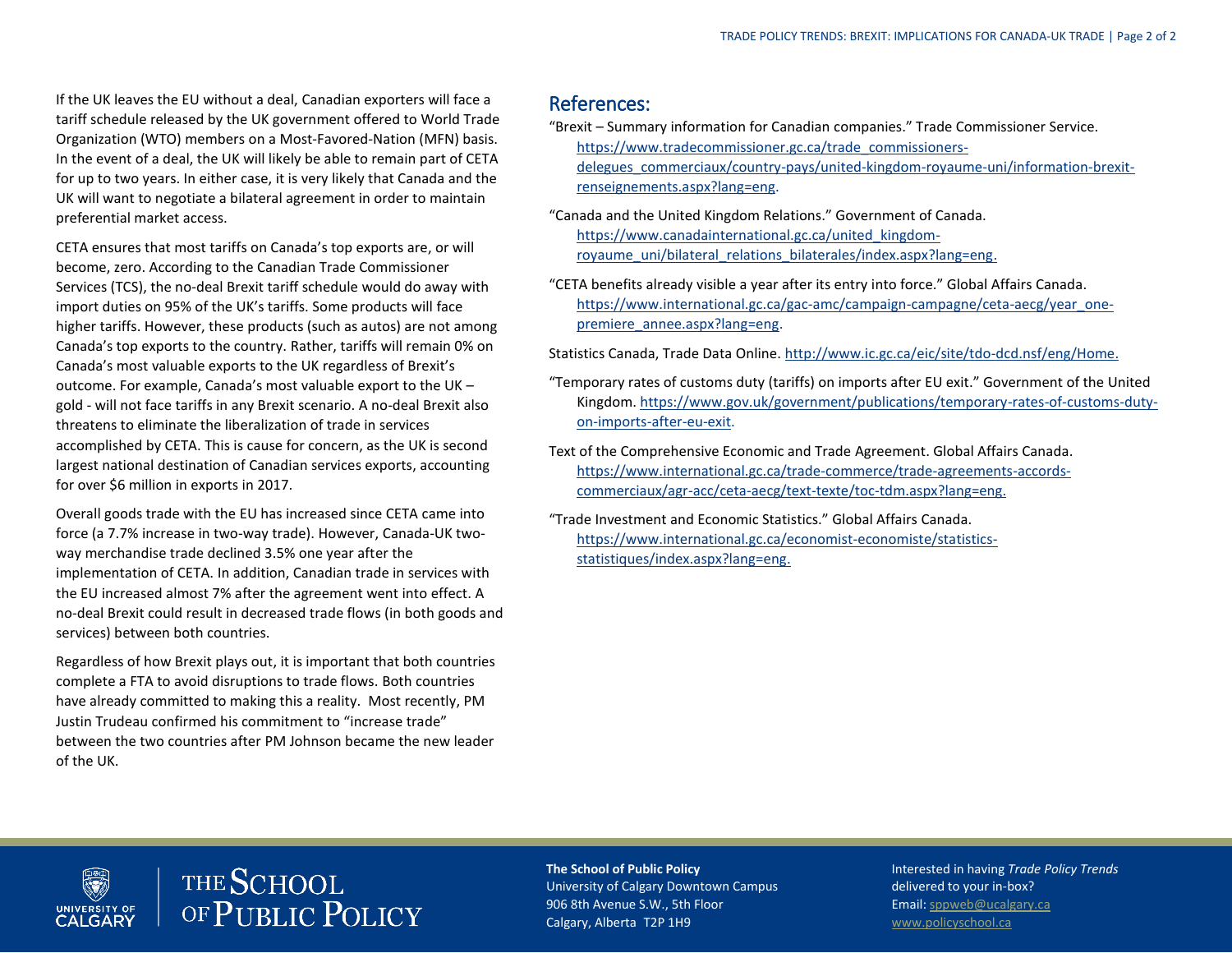If the UK leaves the EU without a deal, Canadian exporters will face a tariff schedule released by the UK government offered to World Trade Organization (WTO) members on a Most-Favored-Nation (MFN) basis. In the event of a deal, the UK will likely be able to remain part of CETA for up to two years. In either case, it is very likely that Canada and the UK will want to negotiate a bilateral agreement in order to maintain preferential market access.

CETA ensures that most tariffs on Canada's top exports are, or will become, zero. According to the Canadian Trade Commissioner Services (TCS), the no-deal Brexit tariff schedule would do away with import duties on 95% of the UK's tariffs. Some products will face higher tariffs. However, these products (such as autos) are not among Canada's top exports to the country. Rather, tariffs will remain 0% on Canada's most valuable exports to the UK regardless of Brexit's outcome. For example, Canada's most valuable export to the UK – gold - will not face tariffs in any Brexit scenario. A no-deal Brexit also threatens to eliminate the liberalization of trade in services accomplished by CETA. This is cause for concern, as the UK is second largest national destination of Canadian services exports, accounting for over $6 million in exports in 2017.

Overall goods trade with the EU has increased since CETA came into force (a 7.7% increase in two-way trade). However, Canada-UK two-way merchandise trade declined 3.5% one year after the implementation of CETA. In addition, Canadian trade in services with the EU increased almost 7% after the agreement went into effect. A no-deal Brexit could result in decreased trade flows (in both goods and services) between both countries.

Regardless of how Brexit plays out, it is important that both countries complete a FTA to avoid disruptions to trade flows. Both countries have already committed to making this a reality. Most recently, PM Justin Trudeau confirmed his commitment to "increase trade" between the two countries after PM Johnson became the new leader of the UK.

## References:

"Brexit – Summary information for Canadian companies." Trade Commissioner Service. https://www.tradecommissioner.gc.ca/trade_commissioners-delegues_commerciaux/country-pays/united-kingdom-royaume-uni/information-brexit-renseignements.aspx?lang=eng.

"Canada and the United Kingdom Relations." Government of Canada. https://www.canadainternational.gc.ca/united_kingdom-royaume_uni/bilateral_relations_bilaterales/index.aspx?lang=eng.

"CETA benefits already visible a year after its entry into force." Global Affairs Canada. https://www.international.gc.ca/gac-amc/campaign-campagne/ceta-aecg/year_one-premiere_annee.aspx?lang=eng.

Statistics Canada, Trade Data Online. http://www.ic.gc.ca/eic/site/tdo-dcd.nsf/eng/Home.

"Temporary rates of customs duty (tariffs) on imports after EU exit." Government of the United Kingdom. https://www.gov.uk/government/publications/temporary-rates-of-customs-duty-on-imports-after-eu-exit.

Text of the Comprehensive Economic and Trade Agreement. Global Affairs Canada. https://www.international.gc.ca/trade-commerce/trade-agreements-accords-commerciaux/agr-acc/ceta-aecg/text-texte/toc-tdm.aspx?lang=eng.

"Trade Investment and Economic Statistics." Global Affairs Canada. https://www.international.gc.ca/economist-economiste/statistics-statistiques/index.aspx?lang=eng.

**The School of Public Policy**
University of Calgary Downtown Campus
906 8th Avenue S.W., 5th Floor
Calgary, Alberta T2P 1H9

Interested in having *Trade Policy Trends* delivered to your in-box?
Email: sppweb@ucalgary.ca
www.policyschool.ca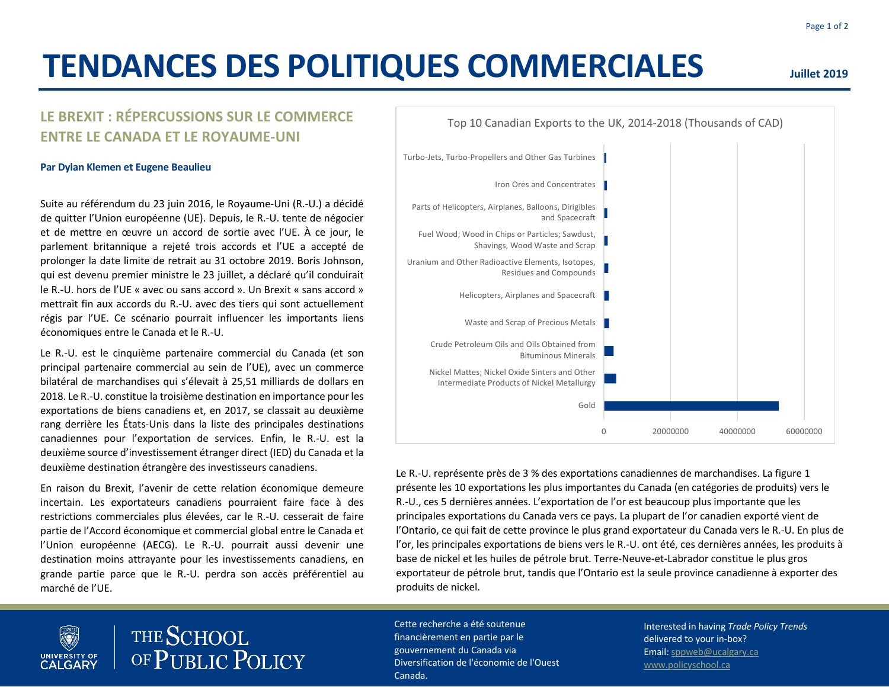# TENDANCES DES POLITIQUES COMMERCIALES

**Juillet 2019**

## LE BREXIT : RÉPERCUSSIONS SUR LE COMMERCE ENTRE LE CANADA ET LE ROYAUME-UNI

**Par Dylan Klemen et Eugene Beaulieu**

Suite au référendum du 23 juin 2016, le Royaume-Uni (R.-U.) a décidé de quitter l'Union européenne (UE). Depuis, le R.-U. tente de négocier et de mettre en œuvre un accord de sortie avec l'UE. À ce jour, le parlement britannique a rejeté trois accords et l'UE a accepté de prolonger la date limite de retrait au 31 octobre 2019. Boris Johnson, qui est devenu premier ministre le 23 juillet, a déclaré qu'il conduirait le R.-U. hors de l'UE « avec ou sans accord ». Un Brexit « sans accord » mettrait fin aux accords du R.-U. avec des tiers qui sont actuellement régis par l'UE. Ce scénario pourrait influencer les importants liens économiques entre le Canada et le R.-U.

Le R.-U. est le cinquième partenaire commercial du Canada (et son principal partenaire commercial au sein de l'UE), avec un commerce bilatéral de marchandises qui s'élevait à 25,51 milliards de dollars en 2018. Le R.-U. constitue la troisième destination en importance pour les exportations de biens canadiens et, en 2017, se classait au deuxième rang derrière les États-Unis dans la liste des principales destinations canadiennes pour l'exportation de services. Enfin, le R.-U. est la deuxième source d'investissement étranger direct (IED) du Canada et la deuxième destination étrangère des investisseurs canadiens.

En raison du Brexit, l'avenir de cette relation économique demeure incertain. Les exportateurs canadiens pourraient faire face à des restrictions commerciales plus élevées, car le R.-U. cesserait de faire partie de l'Accord économique et commercial global entre le Canada et l'Union européenne (AECG). Le R.-U. pourrait aussi devenir une destination moins attrayante pour les investissements canadiens, en grande partie parce que le R.-U. perdra son accès préférentiel au marché de l'UE.

Top 10 Canadian Exports to the UK, 2014-2018 (Thousands of CAD)

- Turbo-Jets, Turbo-Propellers and Other Gas Turbines
- Iron Ores and Concentrates
- Parts of Helicopters, Airplanes, Balloons, Dirigibles and Spacecraft
- Fuel Wood; Wood in Chips or Particles; Sawdust, Shavings, Wood Waste and Scrap
- Uranium and Other Radioactive Elements, Isotopes, Residues and Compounds
- Helicopters, Airplanes and Spacecraft
- Waste and Scrap of Precious Metals
- Crude Petroleum Oils and Oils Obtained from Bituminous Minerals
- Nickel Mattes; Nickel Oxide Sinters and Other Intermediate Products of Nickel Metallurgy
- Gold

Le R.-U. représente près de 3 % des exportations canadiennes de marchandises. La figure 1 présente les 10 exportations les plus importantes du Canada (en catégories de produits) vers le R.-U., ces 5 dernières années. L'exportation de l'or est beaucoup plus importante que les principales exportations du Canada vers ce pays. La plupart de l'or canadien exporté vient de l'Ontario, ce qui fait de cette province le plus grand exportateur du Canada vers le R.-U. En plus de l'or, les principales exportations de biens vers le R.-U. ont été, ces dernières années, les produits à base de nickel et les huiles de pétrole brut. Terre-Neuve-et-Labrador constitue le plus gros exportateur de pétrole brut, tandis que l'Ontario est la seule province canadienne à exporter des produits de nickel.

Cette recherche a été soutenue financièrement en partie par le gouvernement du Canada via Diversification de l'économie de l'Ouest Canada.

Interested in having *Trade Policy Trends* delivered to your in-box? Email: sppweb@ucalgary.ca www.policyschool.ca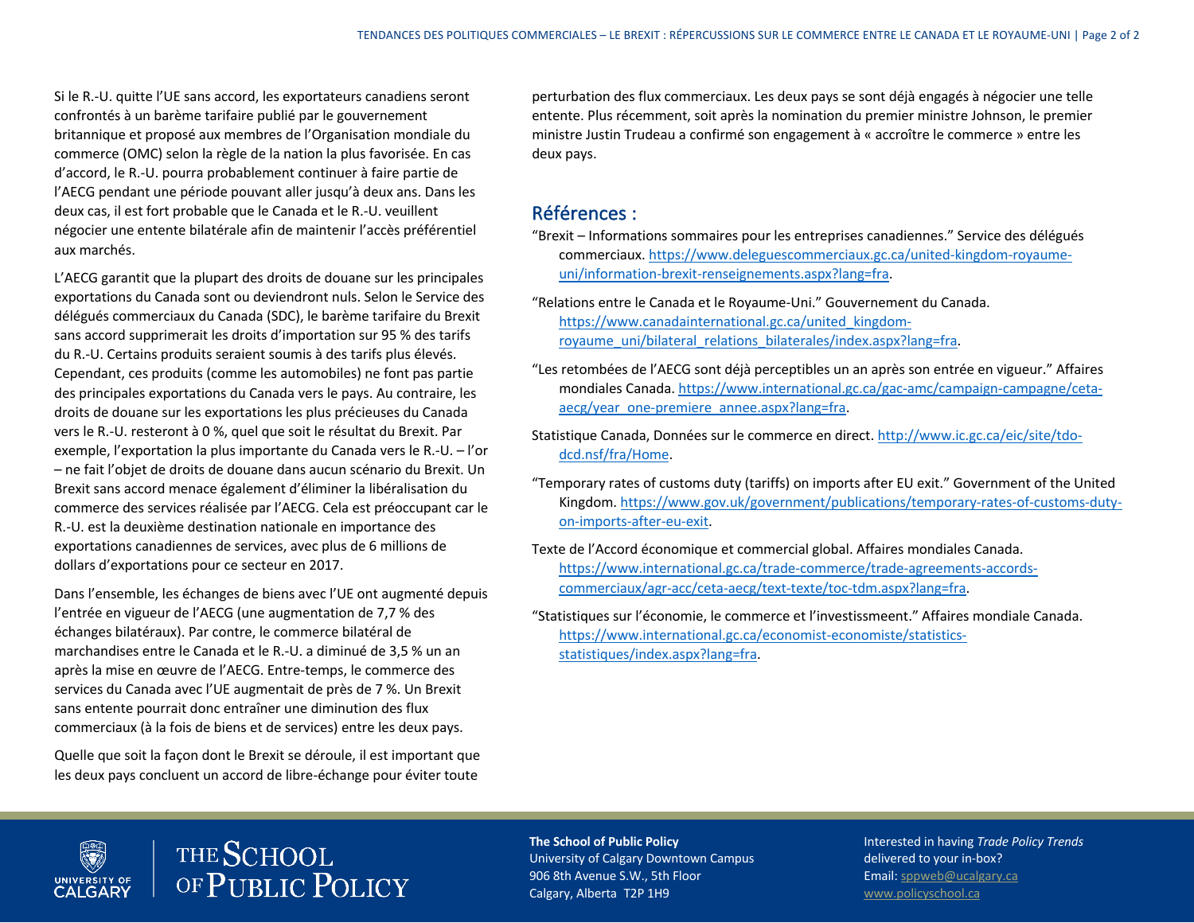Si le R.-U. quitte l'UE sans accord, les exportateurs canadiens seront confrontés à un barème tarifaire publié par le gouvernement britannique et proposé aux membres de l'Organisation mondiale du commerce (OMC) selon la règle de la nation la plus favorisée. En cas d'accord, le R.-U. pourra probablement continuer à faire partie de l'AECG pendant une période pouvant aller jusqu'à deux ans. Dans les deux cas, il est fort probable que le Canada et le R.-U. veuillent négocier une entente bilatérale afin de maintenir l'accès préférentiel aux marchés.

L'AECG garantit que la plupart des droits de douane sur les principales exportations du Canada sont ou deviendront nuls. Selon le Service des délégués commerciaux du Canada (SDC), le barème tarifaire du Brexit sans accord supprimerait les droits d'importation sur 95 % des tarifs du R.-U. Certains produits seraient soumis à des tarifs plus élevés. Cependant, ces produits (comme les automobiles) ne font pas partie des principales exportations du Canada vers le pays. Au contraire, les droits de douane sur les exportations les plus précieuses du Canada vers le R.-U. resteront à 0 %, quel que soit le résultat du Brexit. Par exemple, l'exportation la plus importante du Canada vers le R.-U. – l'or – ne fait l'objet de droits de douane dans aucun scénario du Brexit. Un Brexit sans accord menace également d'éliminer la libéralisation du commerce des services réalisée par l'AECG. Cela est préoccupant car le R.-U. est la deuxième destination nationale en importance des exportations canadiennes de services, avec plus de 6 millions de dollars d'exportations pour ce secteur en 2017.

Dans l'ensemble, les échanges de biens avec l'UE ont augmenté depuis l'entrée en vigueur de l'AECG (une augmentation de 7,7 % des échanges bilatéraux). Par contre, le commerce bilatéral de marchandises entre le Canada et le R.-U. a diminué de 3,5 % un an après la mise en œuvre de l'AECG. Entre-temps, le commerce des services du Canada avec l'UE augmentait de près de 7 %. Un Brexit sans entente pourrait donc entraîner une diminution des flux commerciaux (à la fois de biens et de services) entre les deux pays.

Quelle que soit la façon dont le Brexit se déroule, il est important que les deux pays concluent un accord de libre-échange pour éviter toute perturbation des flux commerciaux. Les deux pays se sont déjà engagés à négocier une telle entente. Plus récemment, soit après la nomination du premier ministre Johnson, le premier ministre Justin Trudeau a confirmé son engagement à « accroître le commerce » entre les deux pays.

## Références :

"Brexit – Informations sommaires pour les entreprises canadiennes." Service des délégués commerciaux. https://www.deleguescommerciaux.gc.ca/united-kingdom-royaume-uni/information-brexit-renseignements.aspx?lang=fra.

"Relations entre le Canada et le Royaume-Uni." Gouvernement du Canada. https://www.canadainternational.gc.ca/united_kingdom-royaume_uni/bilateral_relations_bilaterales/index.aspx?lang=fra.

"Les retombées de l'AECG sont déjà perceptibles un an après son entrée en vigueur." Affaires mondiales Canada. https://www.international.gc.ca/gac-amc/campaign-campagne/ceta-aecg/year_one-premiere_annee.aspx?lang=fra.

Statistique Canada, Données sur le commerce en direct. http://www.ic.gc.ca/eic/site/tdo-dcd.nsf/fra/Home.

"Temporary rates of customs duty (tariffs) on imports after EU exit." Government of the United Kingdom. https://www.gov.uk/government/publications/temporary-rates-of-customs-duty-on-imports-after-eu-exit.

Texte de l'Accord économique et commercial global. Affaires mondiales Canada. https://www.international.gc.ca/trade-commerce/trade-agreements-accords-commerciaux/agr-acc/ceta-aecg/text-texte/toc-tdm.aspx?lang=fra.

"Statistiques sur l'économie, le commerce et l'investissmeent." Affaires mondiale Canada. https://www.international.gc.ca/economist-economiste/statistics-statistiques/index.aspx?lang=fra.

UNIVERSITY OF CALGARY

THE SCHOOL OF PUBLIC POLICY

**The School of Public Policy**
University of Calgary Downtown Campus
906 8th Avenue S.W., 5th Floor
Calgary, Alberta T2P 1H9

Interested in having *Trade Policy Trends* delivered to your in-box?
Email: sppweb@ucalgary.ca
www.policyschool.ca